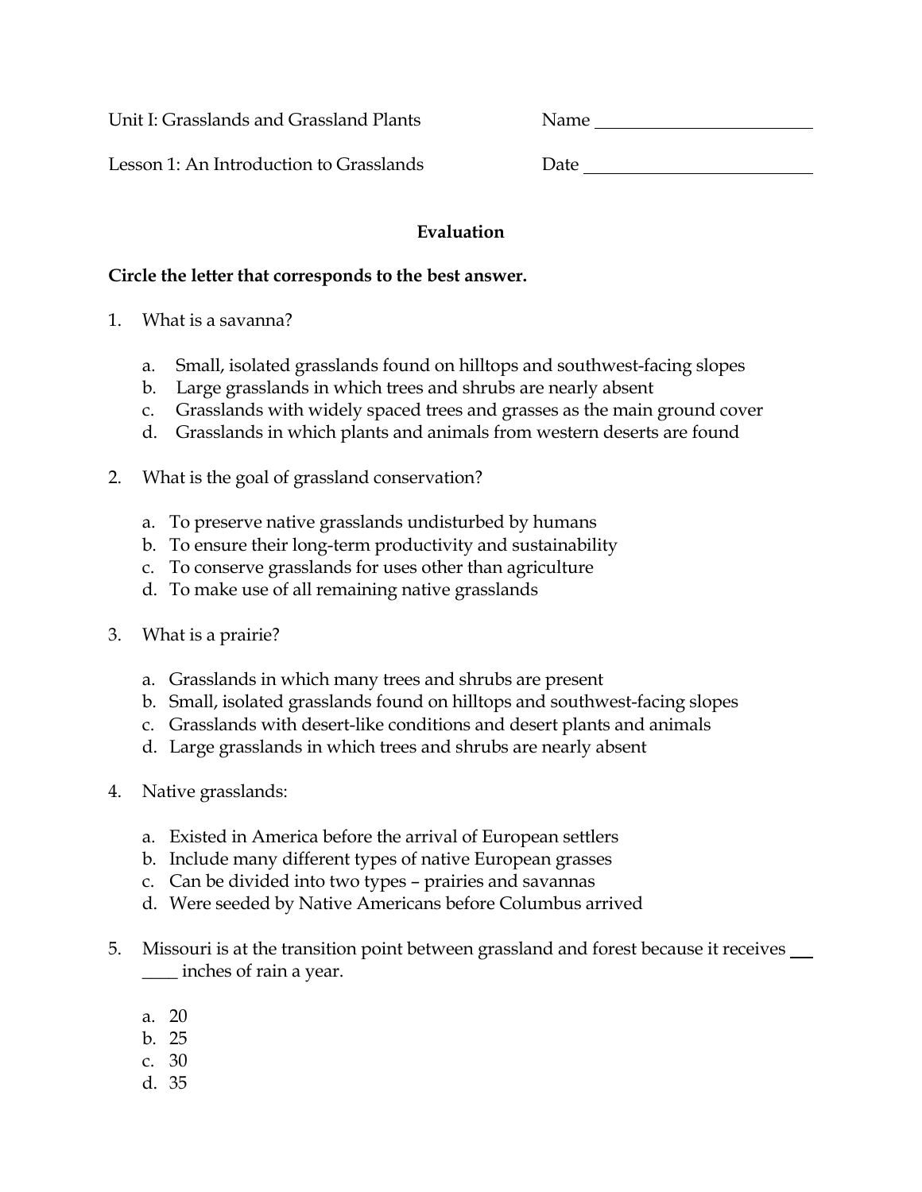Unit I: Grasslands and Grassland Plants

Name ______________________

Lesson 1: An Introduction to Grasslands

Date ______________________

## Evaluation

**Circle the letter that corresponds to the best answer.**

1. What is a savanna?

   a. Small, isolated grasslands found on hilltops and southwest-facing slopes
   b. Large grasslands in which trees and shrubs are nearly absent
   c. Grasslands with widely spaced trees and grasses as the main ground cover
   d. Grasslands in which plants and animals from western deserts are found

2. What is the goal of grassland conservation?

   a. To preserve native grasslands undisturbed by humans
   b. To ensure their long-term productivity and sustainability
   c. To conserve grasslands for uses other than agriculture
   d. To make use of all remaining native grasslands

3. What is a prairie?

   a. Grasslands in which many trees and shrubs are present
   b. Small, isolated grasslands found on hilltops and southwest-facing slopes
   c. Grasslands with desert-like conditions and desert plants and animals
   d. Large grasslands in which trees and shrubs are nearly absent

4. Native grasslands:

   a. Existed in America before the arrival of European settlers
   b. Include many different types of native European grasses
   c. Can be divided into two types – prairies and savannas
   d. Were seeded by Native Americans before Columbus arrived

5. Missouri is at the transition point between grassland and forest because it receives ______ inches of rain a year.

   a. 20
   b. 25
   c. 30
   d. 35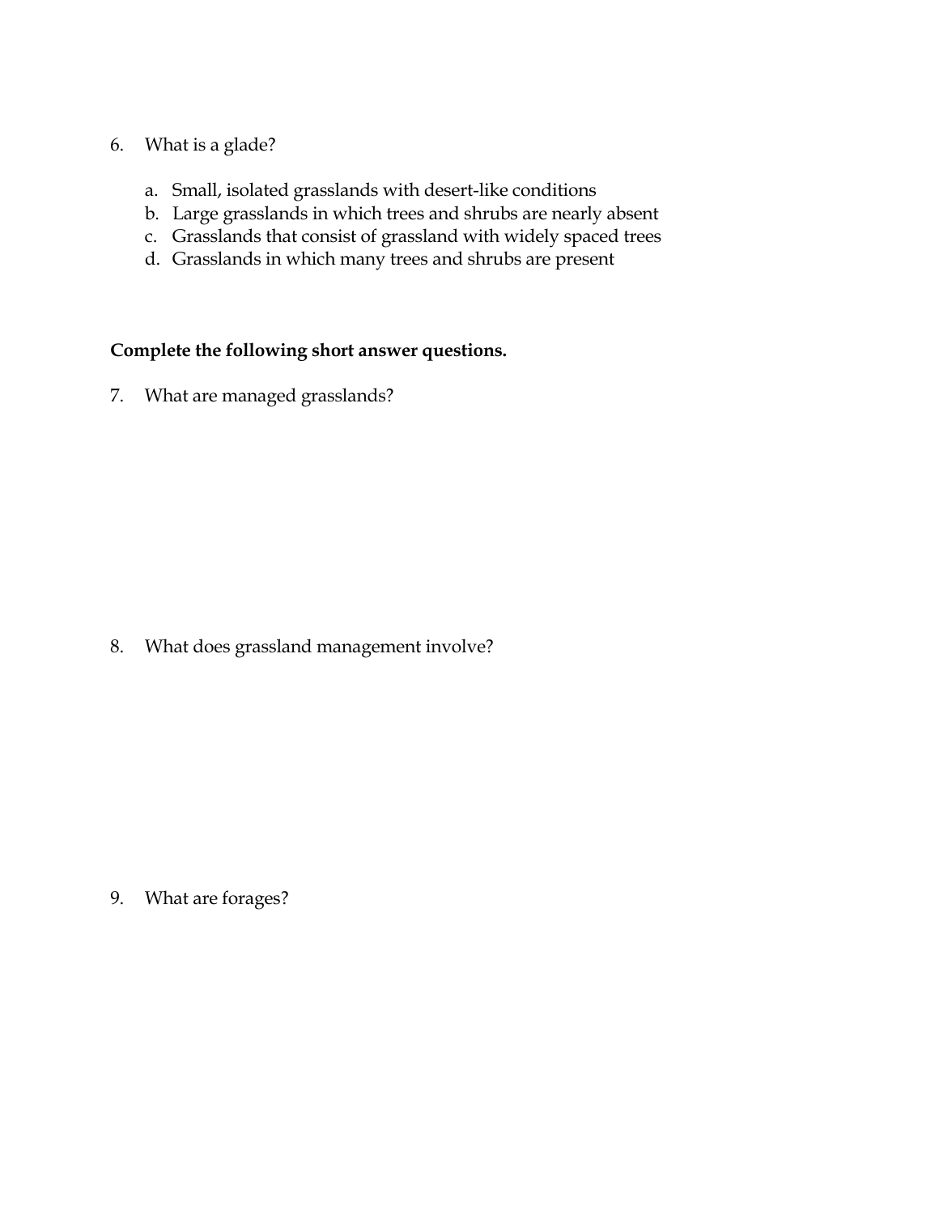6. What is a glade?

    a. Small, isolated grasslands with desert-like conditions
    b. Large grasslands in which trees and shrubs are nearly absent
    c. Grasslands that consist of grassland with widely spaced trees
    d. Grasslands in which many trees and shrubs are present

**Complete the following short answer questions.**

7. What are managed grasslands?

8. What does grassland management involve?

9. What are forages?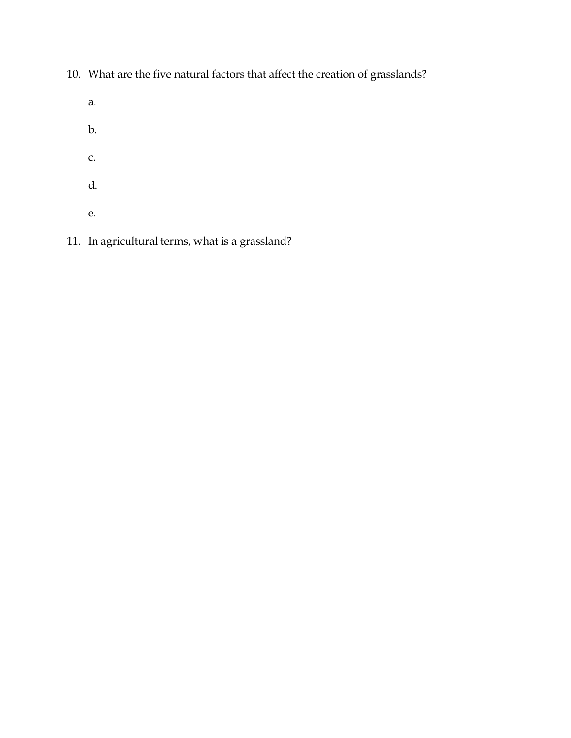10. What are the five natural factors that affect the creation of grasslands?

    a.

    b.

    c.

    d.

    e.

11. In agricultural terms, what is a grassland?